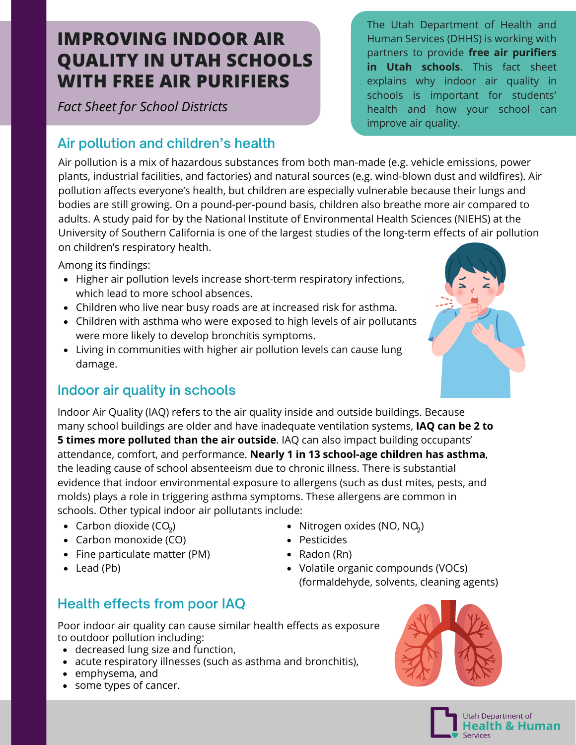# IMPROVING INDOOR AIR QUALITY IN UTAH SCHOOLS WITH FREE AIR PURIFIERS

*Fact Sheet for School Districts*

The Utah Department of Health and Human Services (DHHS) is working with partners to provide **free air purifiers in Utah schools**. This fact sheet explains why indoor air quality in schools is important for students' health and how your school can improve air quality.

## Air pollution and children's health

Air pollution is a mix of hazardous substances from both man-made (e.g. vehicle emissions, power plants, industrial facilities, and factories) and natural sources (e.g. wind-blown dust and wildfires). Air pollution affects everyone's health, but children are especially vulnerable because their lungs and bodies are still growing. On a pound-per-pound basis, children also breathe more air compared to adults. A study paid for by the National Institute of Environmental Health Sciences (NIEHS) at the University of Southern California is one of the largest studies of the long-term effects of air pollution on children's respiratory health.

Among its findings:

- Higher air pollution levels increase short-term respiratory infections, which lead to more school absences.
- Children who live near busy roads are at increased risk for asthma.
- Children with asthma who were exposed to high levels of air pollutants were more likely to develop bronchitis symptoms.
- Living in communities with higher air pollution levels can cause lung damage.

## Indoor air quality in schools

Indoor Air Quality (IAQ) refers to the air quality inside and outside buildings. Because many school buildings are older and have inadequate ventilation systems, **IAQ can be 2 to 5 times more polluted than the air outside**. IAQ can also impact building occupants' attendance, comfort, and performance. **Nearly 1 in 13 school-age children has asthma**, the leading cause of school absenteeism due to chronic illness. There is substantial evidence that indoor environmental exposure to allergens (such as dust mites, pests, and molds) plays a role in triggering asthma symptoms. These allergens are common in schools. Other typical indoor air pollutants include:

- Carbon dioxide ($CO_2$)
- Carbon monoxide (CO)
- Fine particulate matter (PM)
- Lead (Pb)
- Nitrogen oxides (NO, $NO_2$)
- Pesticides
- Radon (Rn)
- Volatile organic compounds (VOCs) (formaldehyde, solvents, cleaning agents)

## Health effects from poor IAQ

Poor indoor air quality can cause similar health effects as exposure to outdoor pollution including:

- decreased lung size and function,
- acute respiratory illnesses (such as asthma and bronchitis),
- emphysema, and
- some types of cancer.

Utah Department of Health & Human Services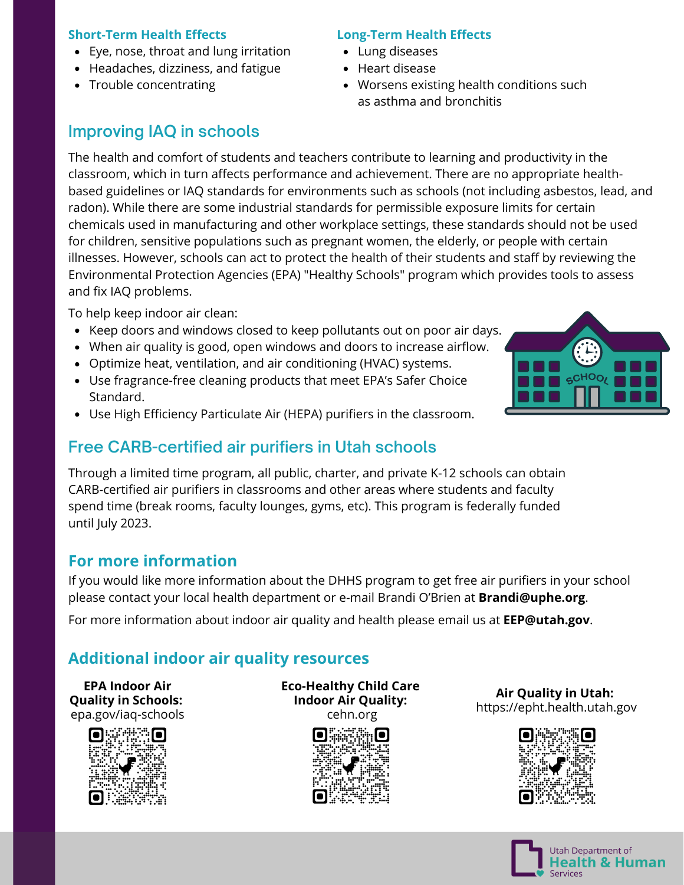### Short-Term Health Effects

- Eye, nose, throat and lung irritation
- Headaches, dizziness, and fatigue
- Trouble concentrating

### Long-Term Health Effects

- Lung diseases
- Heart disease
- Worsens existing health conditions such as asthma and bronchitis

## Improving IAQ in schools

The health and comfort of students and teachers contribute to learning and productivity in the classroom, which in turn affects performance and achievement. There are no appropriate health-based guidelines or IAQ standards for environments such as schools (not including asbestos, lead, and radon). While there are some industrial standards for permissible exposure limits for certain chemicals used in manufacturing and other workplace settings, these standards should not be used for children, sensitive populations such as pregnant women, the elderly, or people with certain illnesses. However, schools can act to protect the health of their students and staff by reviewing the Environmental Protection Agencies (EPA) "Healthy Schools" program which provides tools to assess and fix IAQ problems.

To help keep indoor air clean:

- Keep doors and windows closed to keep pollutants out on poor air days.
- When air quality is good, open windows and doors to increase airflow.
- Optimize heat, ventilation, and air conditioning (HVAC) systems.
- Use fragrance-free cleaning products that meet EPA's Safer Choice Standard.
- Use High Efficiency Particulate Air (HEPA) purifiers in the classroom.

## Free CARB-certified air purifiers in Utah schools

Through a limited time program, all public, charter, and private K-12 schools can obtain CARB-certified air purifiers in classrooms and other areas where students and faculty spend time (break rooms, faculty lounges, gyms, etc). This program is federally funded until July 2023.

## For more information

If you would like more information about the DHHS program to get free air purifiers in your school please contact your local health department or e-mail Brandi O'Brien at **Brandi@uphe.org**.

For more information about indoor air quality and health please email us at **EEP@utah.gov**.

## Additional indoor air quality resources

**EPA Indoor Air Quality in Schools:**
epa.gov/iaq-schools

**Eco-Healthy Child Care Indoor Air Quality:**
cehn.org

**Air Quality in Utah:**
https://epht.health.utah.gov

Utah Department of Health & Human Services